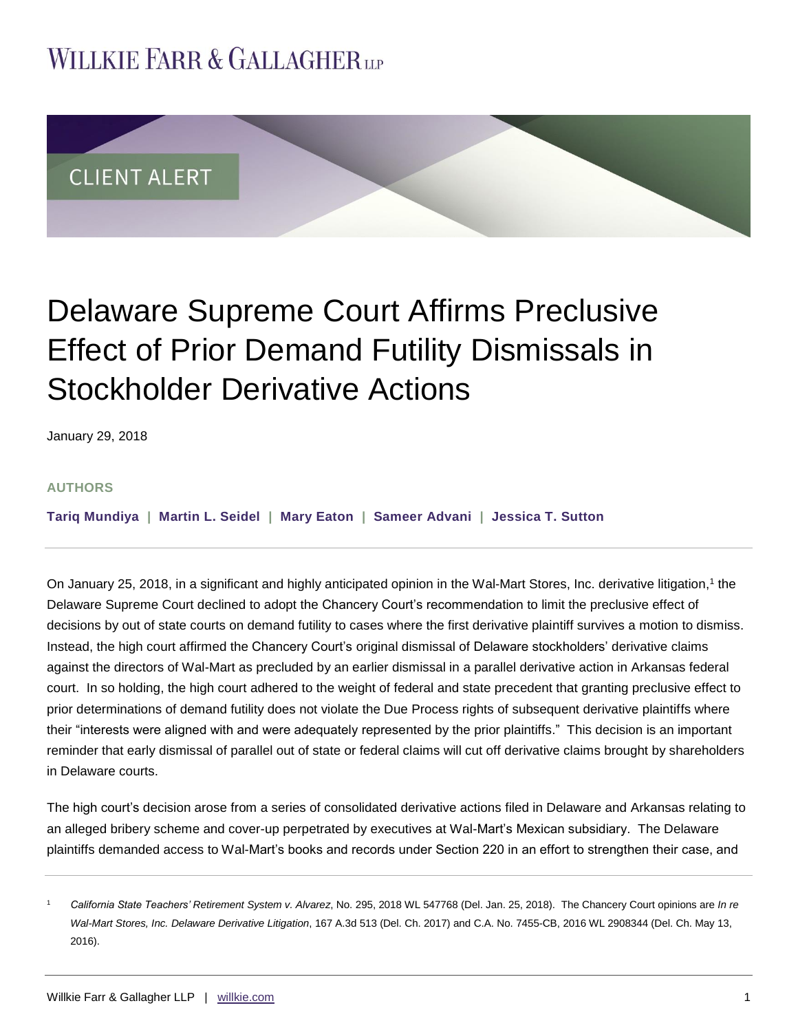WILLKIE FARR & GALLAGHER LLP

CLIENT ALERT

# Delaware Supreme Court Affirms Preclusive Effect of Prior Demand Futility Dismissals in Stockholder Derivative Actions

January 29, 2018

**AUTHORS**

**Tariq Mundiya | Martin L. Seidel | Mary Eaton | Sameer Advani | Jessica T. Sutton**

On January 25, 2018, in a significant and highly anticipated opinion in the Wal-Mart Stores, Inc. derivative litigation,[1] the Delaware Supreme Court declined to adopt the Chancery Court's recommendation to limit the preclusive effect of decisions by out of state courts on demand futility to cases where the first derivative plaintiff survives a motion to dismiss. Instead, the high court affirmed the Chancery Court's original dismissal of Delaware stockholders' derivative claims against the directors of Wal-Mart as precluded by an earlier dismissal in a parallel derivative action in Arkansas federal court. In so holding, the high court adhered to the weight of federal and state precedent that granting preclusive effect to prior determinations of demand futility does not violate the Due Process rights of subsequent derivative plaintiffs where their "interests were aligned with and were adequately represented by the prior plaintiffs." This decision is an important reminder that early dismissal of parallel out of state or federal claims will cut off derivative claims brought by shareholders in Delaware courts.

The high court's decision arose from a series of consolidated derivative actions filed in Delaware and Arkansas relating to an alleged bribery scheme and cover-up perpetrated by executives at Wal-Mart's Mexican subsidiary. The Delaware plaintiffs demanded access to Wal-Mart's books and records under Section 220 in an effort to strengthen their case, and

[1] *California State Teachers' Retirement System v. Alvarez*, No. 295, 2018 WL 547768 (Del. Jan. 25, 2018). The Chancery Court opinions are *In re Wal-Mart Stores, Inc. Delaware Derivative Litigation*, 167 A.3d 513 (Del. Ch. 2017) and C.A. No. 7455-CB, 2016 WL 2908344 (Del. Ch. May 13, 2016).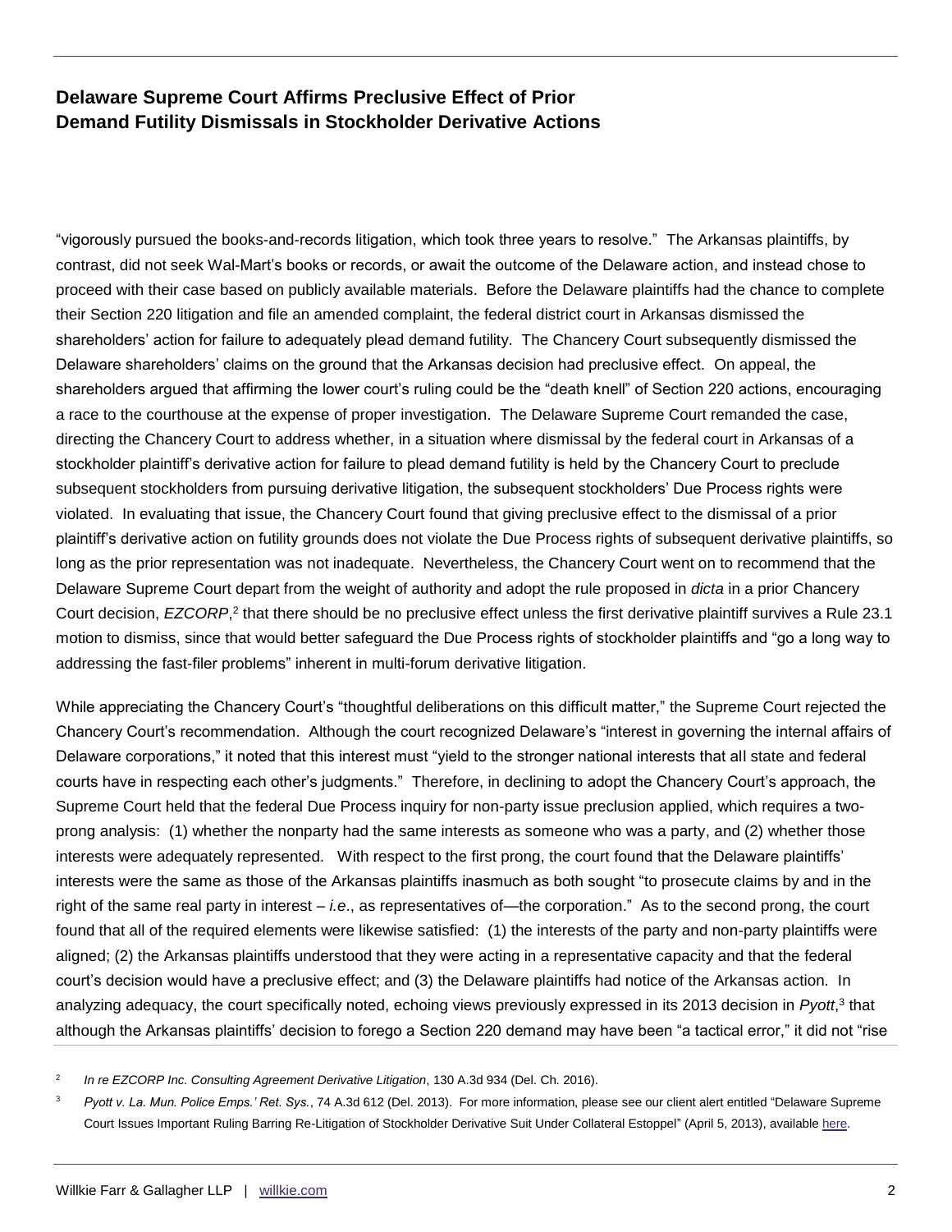"vigorously pursued the books-and-records litigation, which took three years to resolve." The Arkansas plaintiffs, by contrast, did not seek Wal-Mart's books or records, or await the outcome of the Delaware action, and instead chose to proceed with their case based on publicly available materials. Before the Delaware plaintiffs had the chance to complete their Section 220 litigation and file an amended complaint, the federal district court in Arkansas dismissed the shareholders' action for failure to adequately plead demand futility. The Chancery Court subsequently dismissed the Delaware shareholders' claims on the ground that the Arkansas decision had preclusive effect. On appeal, the shareholders argued that affirming the lower court's ruling could be the "death knell" of Section 220 actions, encouraging a race to the courthouse at the expense of proper investigation. The Delaware Supreme Court remanded the case, directing the Chancery Court to address whether, in a situation where dismissal by the federal court in Arkansas of a stockholder plaintiff's derivative action for failure to plead demand futility is held by the Chancery Court to preclude subsequent stockholders from pursuing derivative litigation, the subsequent stockholders' Due Process rights were violated. In evaluating that issue, the Chancery Court found that giving preclusive effect to the dismissal of a prior plaintiff's derivative action on futility grounds does not violate the Due Process rights of subsequent derivative plaintiffs, so long as the prior representation was not inadequate. Nevertheless, the Chancery Court went on to recommend that the Delaware Supreme Court depart from the weight of authority and adopt the rule proposed in *dicta* in a prior Chancery Court decision, *EZCORP*,[2] that there should be no preclusive effect unless the first derivative plaintiff survives a Rule 23.1 motion to dismiss, since that would better safeguard the Due Process rights of stockholder plaintiffs and "go a long way to addressing the fast-filer problems" inherent in multi-forum derivative litigation.

While appreciating the Chancery Court's "thoughtful deliberations on this difficult matter," the Supreme Court rejected the Chancery Court's recommendation. Although the court recognized Delaware's "interest in governing the internal affairs of Delaware corporations," it noted that this interest must "yield to the stronger national interests that all state and federal courts have in respecting each other's judgments." Therefore, in declining to adopt the Chancery Court's approach, the Supreme Court held that the federal Due Process inquiry for non-party issue preclusion applied, which requires a two-prong analysis: (1) whether the nonparty had the same interests as someone who was a party, and (2) whether those interests were adequately represented. With respect to the first prong, the court found that the Delaware plaintiffs' interests were the same as those of the Arkansas plaintiffs inasmuch as both sought "to prosecute claims by and in the right of the same real party in interest – *i.e*., as representatives of—the corporation." As to the second prong, the court found that all of the required elements were likewise satisfied: (1) the interests of the party and non-party plaintiffs were aligned; (2) the Arkansas plaintiffs understood that they were acting in a representative capacity and that the federal court's decision would have a preclusive effect; and (3) the Delaware plaintiffs had notice of the Arkansas action. In analyzing adequacy, the court specifically noted, echoing views previously expressed in its 2013 decision in *Pyott*,[3] that although the Arkansas plaintiffs' decision to forego a Section 220 demand may have been "a tactical error," it did not "rise

[2] *In re EZCORP Inc. Consulting Agreement Derivative Litigation*, 130 A.3d 934 (Del. Ch. 2016).

[3] *Pyott v. La. Mun. Police Emps.' Ret. Sys.*, 74 A.3d 612 (Del. 2013). For more information, please see our client alert entitled "Delaware Supreme Court Issues Important Ruling Barring Re-Litigation of Stockholder Derivative Suit Under Collateral Estoppel" (April 5, 2013), available here.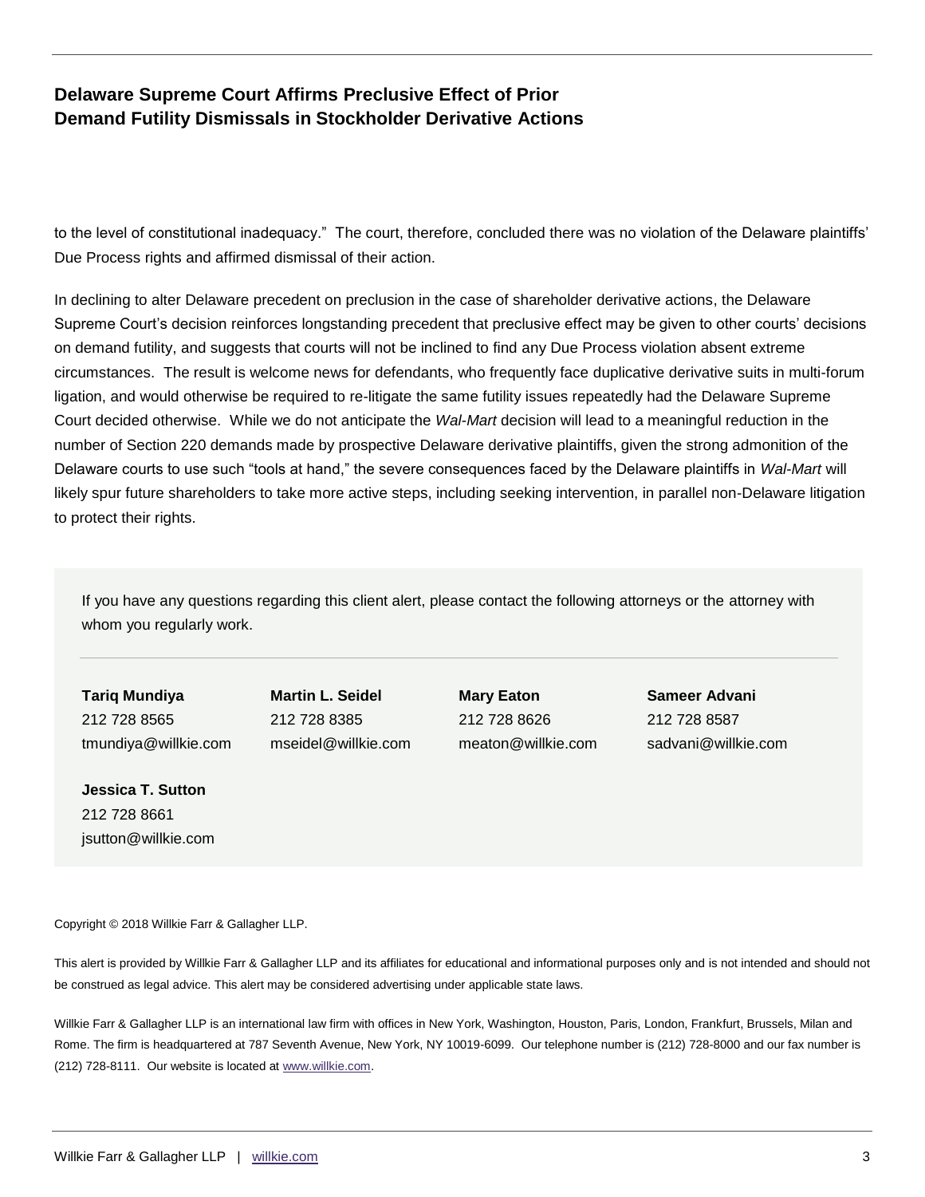to the level of constitutional inadequacy." The court, therefore, concluded there was no violation of the Delaware plaintiffs' Due Process rights and affirmed dismissal of their action.

In declining to alter Delaware precedent on preclusion in the case of shareholder derivative actions, the Delaware Supreme Court's decision reinforces longstanding precedent that preclusive effect may be given to other courts' decisions on demand futility, and suggests that courts will not be inclined to find any Due Process violation absent extreme circumstances. The result is welcome news for defendants, who frequently face duplicative derivative suits in multi-forum ligation, and would otherwise be required to re-litigate the same futility issues repeatedly had the Delaware Supreme Court decided otherwise. While we do not anticipate the *Wal-Mart* decision will lead to a meaningful reduction in the number of Section 220 demands made by prospective Delaware derivative plaintiffs, given the strong admonition of the Delaware courts to use such "tools at hand," the severe consequences faced by the Delaware plaintiffs in *Wal-Mart* will likely spur future shareholders to take more active steps, including seeking intervention, in parallel non-Delaware litigation to protect their rights.

If you have any questions regarding this client alert, please contact the following attorneys or the attorney with whom you regularly work.

**Tariq Mundiya**
212 728 8565
tmundiya@willkie.com

**Martin L. Seidel**
212 728 8385
mseidel@willkie.com

**Mary Eaton**
212 728 8626
meaton@willkie.com

**Sameer Advani**
212 728 8587
sadvani@willkie.com

**Jessica T. Sutton**
212 728 8661
jsutton@willkie.com

Copyright © 2018 Willkie Farr & Gallagher LLP.

This alert is provided by Willkie Farr & Gallagher LLP and its affiliates for educational and informational purposes only and is not intended and should not be construed as legal advice. This alert may be considered advertising under applicable state laws.

Willkie Farr & Gallagher LLP is an international law firm with offices in New York, Washington, Houston, Paris, London, Frankfurt, Brussels, Milan and Rome. The firm is headquartered at 787 Seventh Avenue, New York, NY 10019-6099. Our telephone number is (212) 728-8000 and our fax number is (212) 728-8111. Our website is located at www.willkie.com.